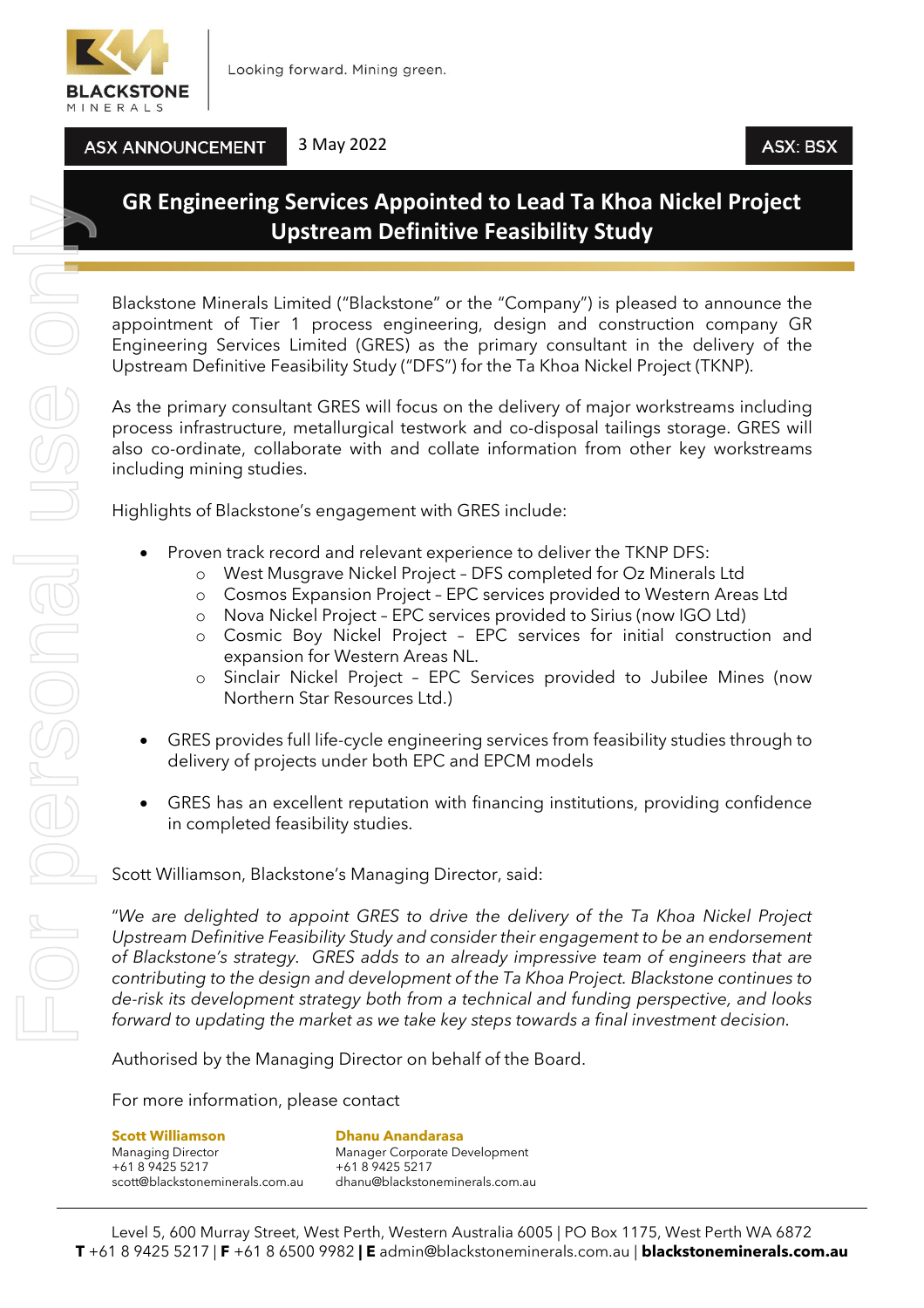Looking forward. Mining green.

ASX ANNOUNCEMENT 3 May 2022 ASX: BSX

# GR Engineering Services Appointed to Lead Ta Khoa Nickel Project Upstream Definitive Feasibility Study

Blackstone Minerals Limited ("Blackstone" or the "Company") is pleased to announce the appointment of Tier 1 process engineering, design and construction company GR Engineering Services Limited (GRES) as the primary consultant in the delivery of the Upstream Definitive Feasibility Study ("DFS") for the Ta Khoa Nickel Project (TKNP).

As the primary consultant GRES will focus on the delivery of major workstreams including process infrastructure, metallurgical testwork and co-disposal tailings storage. GRES will also co-ordinate, collaborate with and collate information from other key workstreams including mining studies.

Highlights of Blackstone's engagement with GRES include:

- Proven track record and relevant experience to deliver the TKNP DFS:
  - West Musgrave Nickel Project – DFS completed for Oz Minerals Ltd
  - Cosmos Expansion Project – EPC services provided to Western Areas Ltd
  - Nova Nickel Project – EPC services provided to Sirius (now IGO Ltd)
  - Cosmic Boy Nickel Project – EPC services for initial construction and expansion for Western Areas NL.
  - Sinclair Nickel Project – EPC Services provided to Jubilee Mines (now Northern Star Resources Ltd.)
- GRES provides full life-cycle engineering services from feasibility studies through to delivery of projects under both EPC and EPCM models
- GRES has an excellent reputation with financing institutions, providing confidence in completed feasibility studies.

Scott Williamson, Blackstone's Managing Director, said:

*"We are delighted to appoint GRES to drive the delivery of the Ta Khoa Nickel Project Upstream Definitive Feasibility Study and consider their engagement to be an endorsement of Blackstone's strategy. GRES adds to an already impressive team of engineers that are contributing to the design and development of the Ta Khoa Project. Blackstone continues to de-risk its development strategy both from a technical and funding perspective, and looks forward to updating the market as we take key steps towards a final investment decision.*

Authorised by the Managing Director on behalf of the Board.

For more information, please contact

**Scott Williamson**
Managing Director
+61 8 9425 5217
scott@blackstoneminerals.com.au

**Dhanu Anandarasa**
Manager Corporate Development
+61 8 9425 5217
dhanu@blackstoneminerals.com.au

Level 5, 600 Murray Street, West Perth, Western Australia 6005 | PO Box 1175, West Perth WA 6872
**T** +61 8 9425 5217 | **F** +61 8 6500 9982 **| E** admin@blackstoneminerals.com.au | **blackstoneminerals.com.au**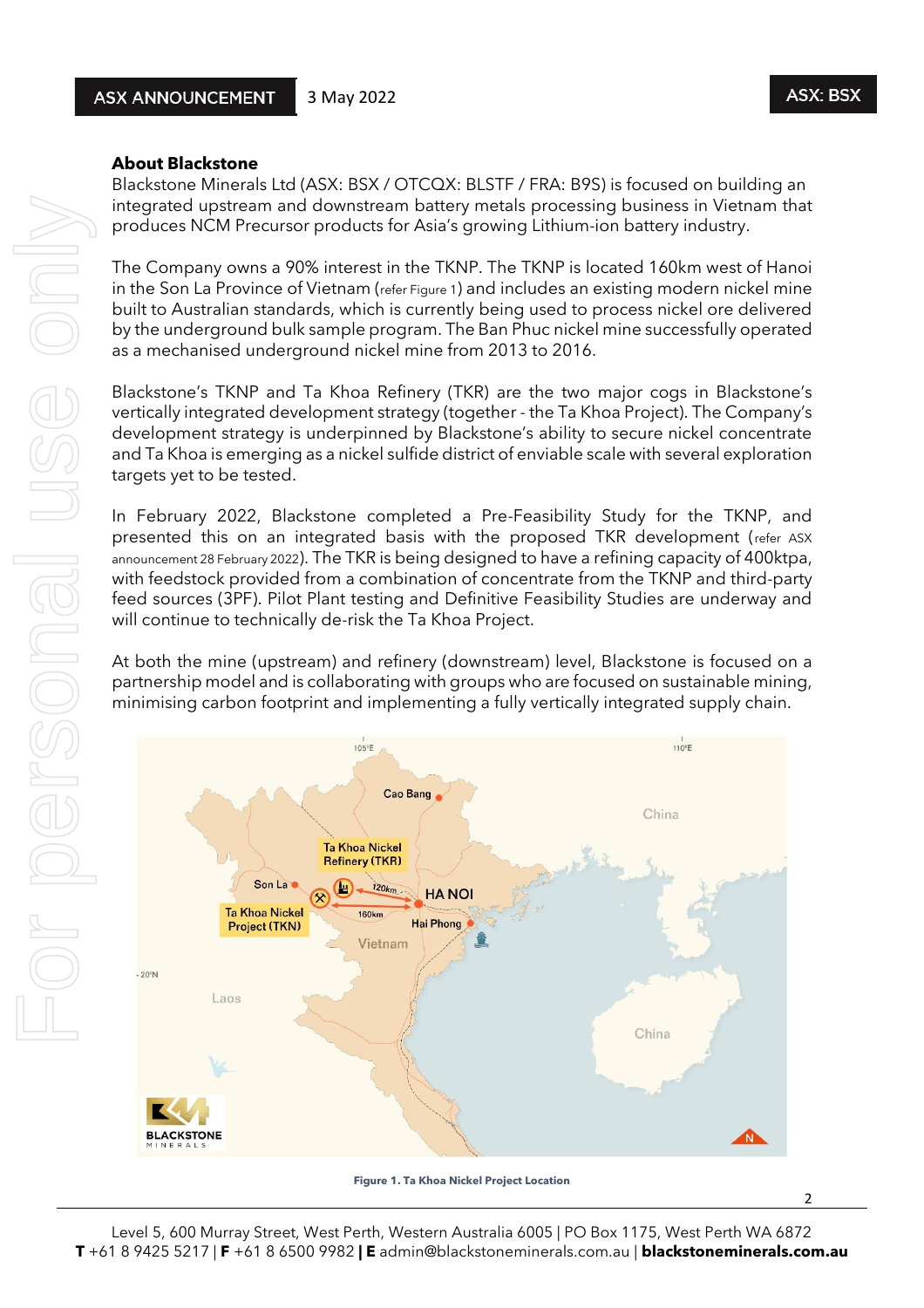## About Blackstone

Blackstone Minerals Ltd (ASX: BSX / OTCQX: BLSTF / FRA: B9S) is focused on building an integrated upstream and downstream battery metals processing business in Vietnam that produces NCM Precursor products for Asia's growing Lithium-ion battery industry.

The Company owns a 90% interest in the TKNP. The TKNP is located 160km west of Hanoi in the Son La Province of Vietnam (refer Figure 1) and includes an existing modern nickel mine built to Australian standards, which is currently being used to process nickel ore delivered by the underground bulk sample program. The Ban Phuc nickel mine successfully operated as a mechanised underground nickel mine from 2013 to 2016.

Blackstone's TKNP and Ta Khoa Refinery (TKR) are the two major cogs in Blackstone's vertically integrated development strategy (together - the Ta Khoa Project). The Company's development strategy is underpinned by Blackstone's ability to secure nickel concentrate and Ta Khoa is emerging as a nickel sulfide district of enviable scale with several exploration targets yet to be tested.

In February 2022, Blackstone completed a Pre-Feasibility Study for the TKNP, and presented this on an integrated basis with the proposed TKR development (refer ASX announcement 28 February 2022). The TKR is being designed to have a refining capacity of 400ktpa, with feedstock provided from a combination of concentrate from the TKNP and third-party feed sources (3PF). Pilot Plant testing and Definitive Feasibility Studies are underway and will continue to technically de-risk the Ta Khoa Project.

At both the mine (upstream) and refinery (downstream) level, Blackstone is focused on a partnership model and is collaborating with groups who are focused on sustainable mining, minimising carbon footprint and implementing a fully vertically integrated supply chain.

**Figure 1. Ta Khoa Nickel Project Location**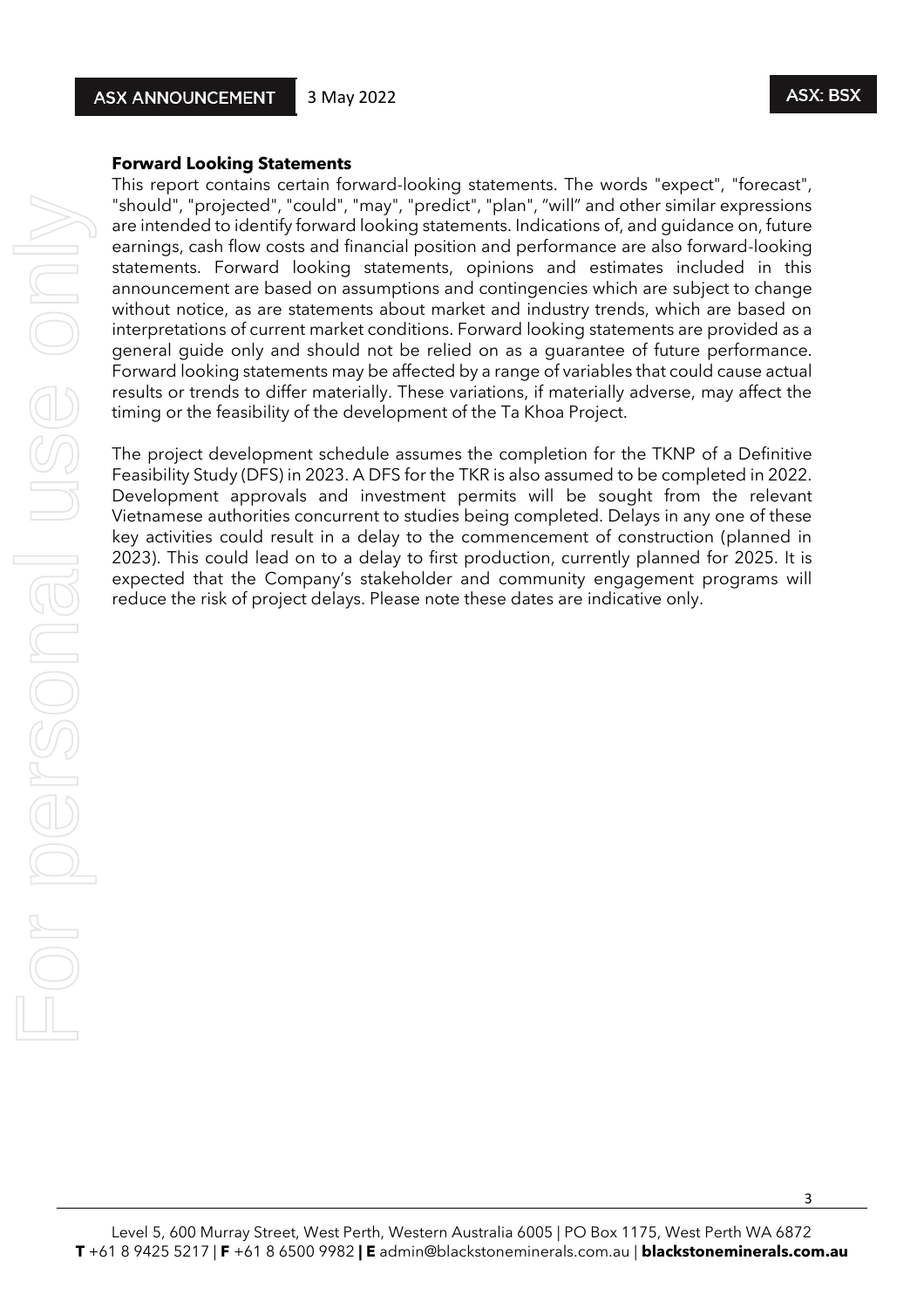**Forward Looking Statements**

This report contains certain forward-looking statements. The words "expect", "forecast", "should", "projected", "could", "may", "predict", "plan", "will" and other similar expressions are intended to identify forward looking statements. Indications of, and guidance on, future earnings, cash flow costs and financial position and performance are also forward-looking statements. Forward looking statements, opinions and estimates included in this announcement are based on assumptions and contingencies which are subject to change without notice, as are statements about market and industry trends, which are based on interpretations of current market conditions. Forward looking statements are provided as a general guide only and should not be relied on as a guarantee of future performance. Forward looking statements may be affected by a range of variables that could cause actual results or trends to differ materially. These variations, if materially adverse, may affect the timing or the feasibility of the development of the Ta Khoa Project.

The project development schedule assumes the completion for the TKNP of a Definitive Feasibility Study (DFS) in 2023. A DFS for the TKR is also assumed to be completed in 2022. Development approvals and investment permits will be sought from the relevant Vietnamese authorities concurrent to studies being completed. Delays in any one of these key activities could result in a delay to the commencement of construction (planned in 2023). This could lead on to a delay to first production, currently planned for 2025. It is expected that the Company's stakeholder and community engagement programs will reduce the risk of project delays. Please note these dates are indicative only.